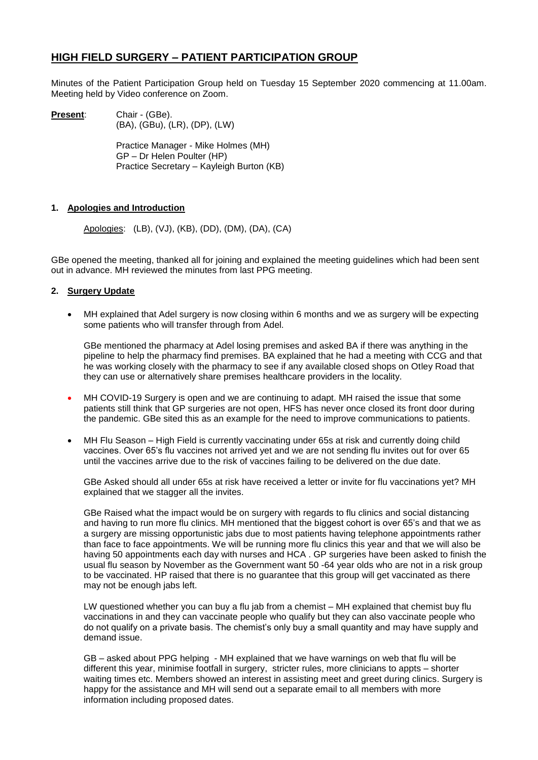# HIGH FIELD SURGERY – PATIENT PARTICIPATION GROUP

Minutes of the Patient Participation Group held on Tuesday 15 September 2020 commencing at 11.00am. Meeting held by Video conference on Zoom.

**Present**: Chair - (GBe).
(BA), (GBu), (LR), (DP), (LW)

Practice Manager - Mike Holmes (MH)
GP – Dr Helen Poulter (HP)
Practice Secretary – Kayleigh Burton (KB)

## 1. Apologies and Introduction

Apologies: (LB), (VJ), (KB), (DD), (DM), (DA), (CA)

GBe opened the meeting, thanked all for joining and explained the meeting guidelines which had been sent out in advance. MH reviewed the minutes from last PPG meeting.

## 2. Surgery Update

- MH explained that Adel surgery is now closing within 6 months and we as surgery will be expecting some patients who will transfer through from Adel.

  GBe mentioned the pharmacy at Adel losing premises and asked BA if there was anything in the pipeline to help the pharmacy find premises. BA explained that he had a meeting with CCG and that he was working closely with the pharmacy to see if any available closed shops on Otley Road that they can use or alternatively share premises healthcare providers in the locality.

- MH COVID-19 Surgery is open and we are continuing to adapt. MH raised the issue that some patients still think that GP surgeries are not open, HFS has never once closed its front door during the pandemic. GBe sited this as an example for the need to improve communications to patients.

- MH Flu Season – High Field is currently vaccinating under 65s at risk and currently doing child vaccines. Over 65's flu vaccines not arrived yet and we are not sending flu invites out for over 65 until the vaccines arrive due to the risk of vaccines failing to be delivered on the due date.

  GBe Asked should all under 65s at risk have received a letter or invite for flu vaccinations yet? MH explained that we stagger all the invites.

  GBe Raised what the impact would be on surgery with regards to flu clinics and social distancing and having to run more flu clinics. MH mentioned that the biggest cohort is over 65's and that we as a surgery are missing opportunistic jabs due to most patients having telephone appointments rather than face to face appointments. We will be running more flu clinics this year and that we will also be having 50 appointments each day with nurses and HCA . GP surgeries have been asked to finish the usual flu season by November as the Government want 50 -64 year olds who are not in a risk group to be vaccinated. HP raised that there is no guarantee that this group will get vaccinated as there may not be enough jabs left.

  LW questioned whether you can buy a flu jab from a chemist – MH explained that chemist buy flu vaccinations in and they can vaccinate people who qualify but they can also vaccinate people who do not qualify on a private basis. The chemist's only buy a small quantity and may have supply and demand issue.

  GB – asked about PPG helping - MH explained that we have warnings on web that flu will be different this year, minimise footfall in surgery, stricter rules, more clinicians to appts – shorter waiting times etc. Members showed an interest in assisting meet and greet during clinics. Surgery is happy for the assistance and MH will send out a separate email to all members with more information including proposed dates.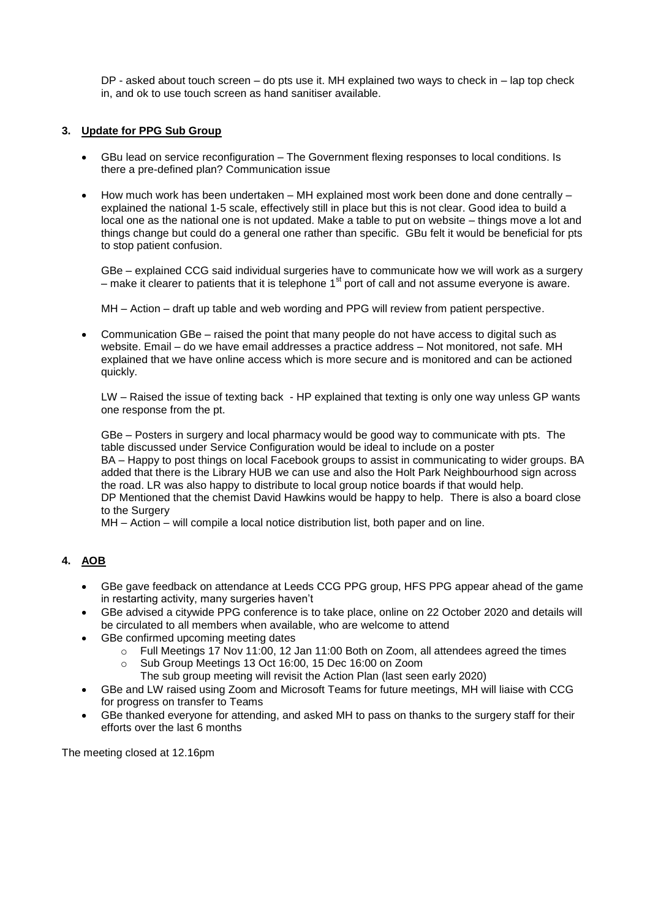DP - asked about touch screen – do pts use it. MH explained two ways to check in – lap top check in, and ok to use touch screen as hand sanitiser available.

## 3. Update for PPG Sub Group

- GBu lead on service reconfiguration – The Government flexing responses to local conditions. Is there a pre-defined plan? Communication issue
- How much work has been undertaken – MH explained most work been done and done centrally – explained the national 1-5 scale, effectively still in place but this is not clear. Good idea to build a local one as the national one is not updated. Make a table to put on website – things move a lot and things change but could do a general one rather than specific. GBu felt it would be beneficial for pts to stop patient confusion.

  GBe – explained CCG said individual surgeries have to communicate how we will work as a surgery – make it clearer to patients that it is telephone 1st port of call and not assume everyone is aware.

  MH – Action – draft up table and web wording and PPG will review from patient perspective.

- Communication GBe – raised the point that many people do not have access to digital such as website. Email – do we have email addresses a practice address – Not monitored, not safe. MH explained that we have online access which is more secure and is monitored and can be actioned quickly.

  LW – Raised the issue of texting back - HP explained that texting is only one way unless GP wants one response from the pt.

  GBe – Posters in surgery and local pharmacy would be good way to communicate with pts. The table discussed under Service Configuration would be ideal to include on a poster
  BA – Happy to post things on local Facebook groups to assist in communicating to wider groups. BA added that there is the Library HUB we can use and also the Holt Park Neighbourhood sign across the road. LR was also happy to distribute to local group notice boards if that would help.
  DP Mentioned that the chemist David Hawkins would be happy to help. There is also a board close to the Surgery
  MH – Action – will compile a local notice distribution list, both paper and on line.

## 4. AOB

- GBe gave feedback on attendance at Leeds CCG PPG group, HFS PPG appear ahead of the game in restarting activity, many surgeries haven't
- GBe advised a citywide PPG conference is to take place, online on 22 October 2020 and details will be circulated to all members when available, who are welcome to attend
- GBe confirmed upcoming meeting dates
  - Full Meetings 17 Nov 11:00, 12 Jan 11:00 Both on Zoom, all attendees agreed the times
  - Sub Group Meetings 13 Oct 16:00, 15 Dec 16:00 on Zoom
    The sub group meeting will revisit the Action Plan (last seen early 2020)
- GBe and LW raised using Zoom and Microsoft Teams for future meetings, MH will liaise with CCG for progress on transfer to Teams
- GBe thanked everyone for attending, and asked MH to pass on thanks to the surgery staff for their efforts over the last 6 months

The meeting closed at 12.16pm